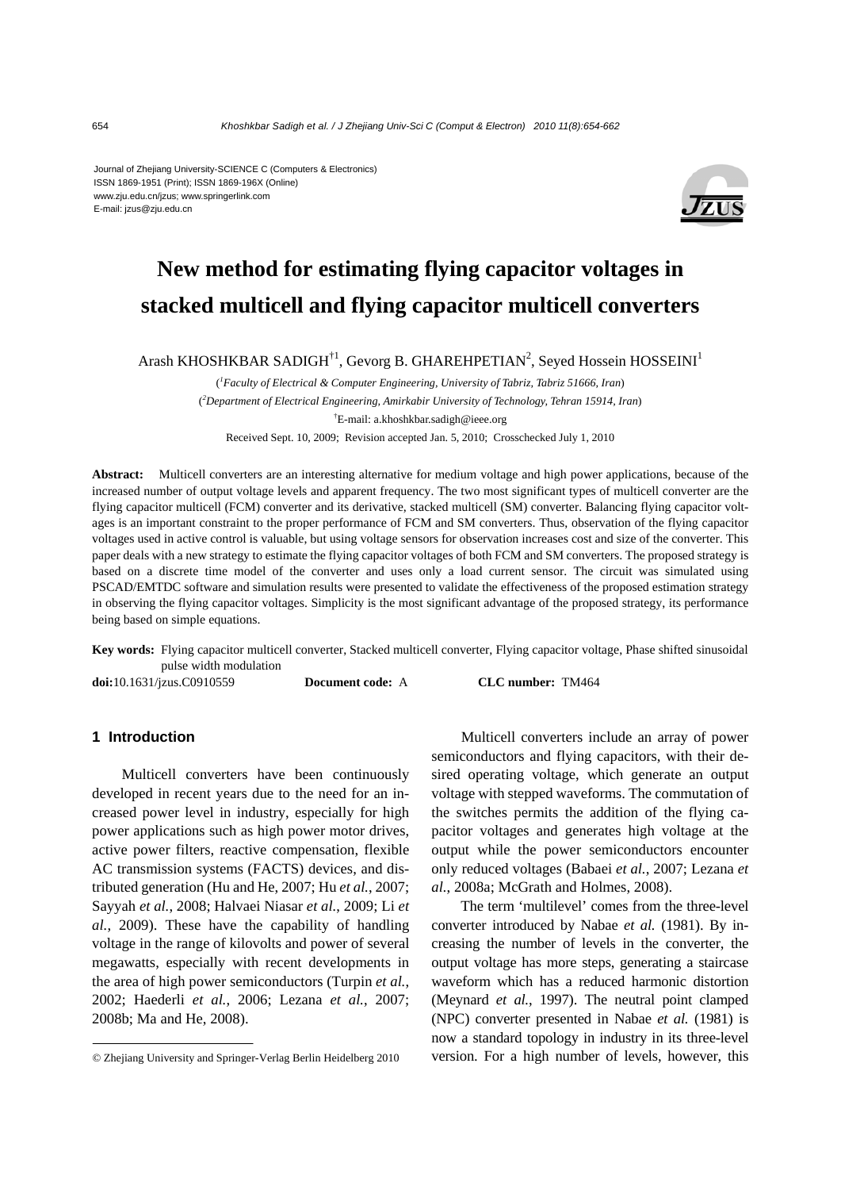Journal of Zhejiang University-SCIENCE C (Computers & Electronics)
ISSN 1869-1951 (Print); ISSN 1869-196X (Online)
www.zju.edu.cn/jzus; www.springerlink.com
E-mail: jzus@zju.edu.cn

# New method for estimating flying capacitor voltages in stacked multicell and flying capacitor multicell converters

Arash KHOSHKBAR SADIGH[†1], Gevorg B. GHAREHPETIAN[2], Seyed Hossein HOSSEINI[1]

([1]*Faculty of Electrical & Computer Engineering, University of Tabriz, Tabriz 51666, Iran*)

([2]*Department of Electrical Engineering, Amirkabir University of Technology, Tehran 15914, Iran*)

[†]E-mail: a.khoshkbar.sadigh@ieee.org

Received Sept. 10, 2009; Revision accepted Jan. 5, 2010; Crosschecked July 1, 2010

**Abstract:** Multicell converters are an interesting alternative for medium voltage and high power applications, because of the increased number of output voltage levels and apparent frequency. The two most significant types of multicell converter are the flying capacitor multicell (FCM) converter and its derivative, stacked multicell (SM) converter. Balancing flying capacitor voltages is an important constraint to the proper performance of FCM and SM converters. Thus, observation of the flying capacitor voltages used in active control is valuable, but using voltage sensors for observation increases cost and size of the converter. This paper deals with a new strategy to estimate the flying capacitor voltages of both FCM and SM converters. The proposed strategy is based on a discrete time model of the converter and uses only a load current sensor. The circuit was simulated using PSCAD/EMTDC software and simulation results were presented to validate the effectiveness of the proposed estimation strategy in observing the flying capacitor voltages. Simplicity is the most significant advantage of the proposed strategy, its performance being based on simple equations.

**Key words:** Flying capacitor multicell converter, Stacked multicell converter, Flying capacitor voltage, Phase shifted sinusoidal pulse width modulation

**doi:**10.1631/jzus.C0910559 **Document code:** A **CLC number:** TM464

## 1 Introduction

Multicell converters have been continuously developed in recent years due to the need for an increased power level in industry, especially for high power applications such as high power motor drives, active power filters, reactive compensation, flexible AC transmission systems (FACTS) devices, and distributed generation (Hu and He, 2007; Hu *et al.*, 2007; Sayyah *et al.*, 2008; Halvaei Niasar *et al.*, 2009; Li *et al.*, 2009). These have the capability of handling voltage in the range of kilovolts and power of several megawatts, especially with recent developments in the area of high power semiconductors (Turpin *et al.*, 2002; Haederli *et al.*, 2006; Lezana *et al.*, 2007; 2008b; Ma and He, 2008).

Multicell converters include an array of power semiconductors and flying capacitors, with their desired operating voltage, which generate an output voltage with stepped waveforms. The commutation of the switches permits the addition of the flying capacitor voltages and generates high voltage at the output while the power semiconductors encounter only reduced voltages (Babaei *et al.*, 2007; Lezana *et al.*, 2008a; McGrath and Holmes, 2008).

The term 'multilevel' comes from the three-level converter introduced by Nabae *et al.* (1981). By increasing the number of levels in the converter, the output voltage has more steps, generating a staircase waveform which has a reduced harmonic distortion (Meynard *et al.*, 1997). The neutral point clamped (NPC) converter presented in Nabae *et al.* (1981) is now a standard topology in industry in its three-level version. For a high number of levels, however, this

© Zhejiang University and Springer-Verlag Berlin Heidelberg 2010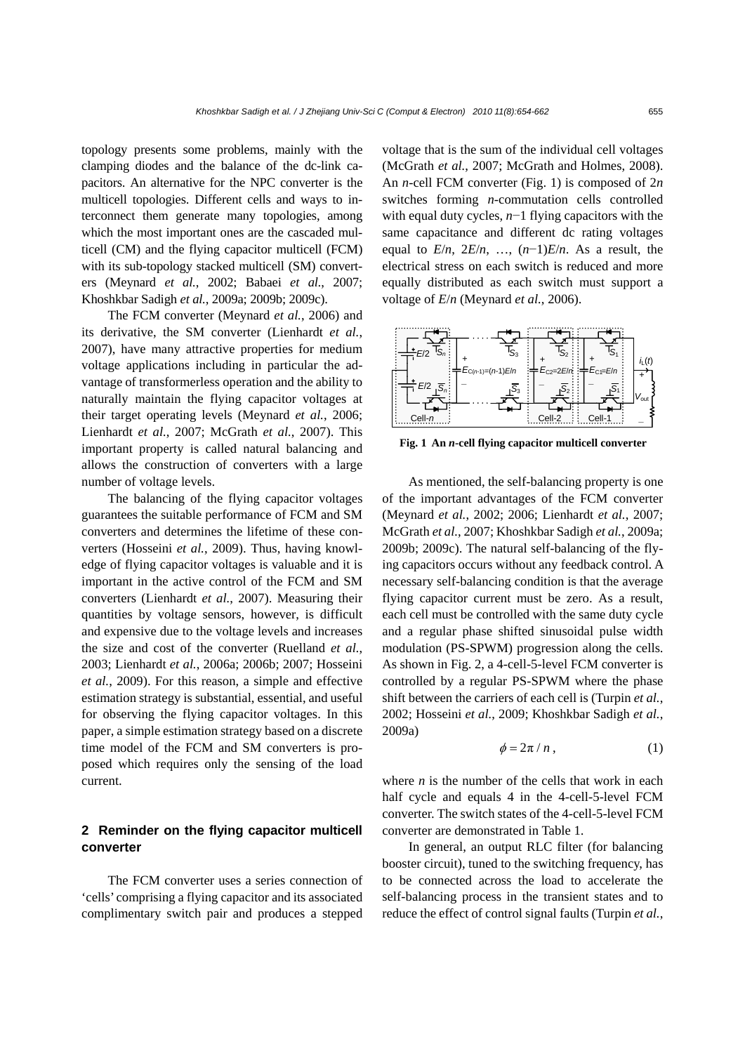topology presents some problems, mainly with the clamping diodes and the balance of the dc-link capacitors. An alternative for the NPC converter is the multicell topologies. Different cells and ways to interconnect them generate many topologies, among which the most important ones are the cascaded multicell (CM) and the flying capacitor multicell (FCM) with its sub-topology stacked multicell (SM) converters (Meynard *et al.*, 2002; Babaei *et al.*, 2007; Khoshkbar Sadigh *et al.*, 2009a; 2009b; 2009c).

The FCM converter (Meynard *et al.*, 2006) and its derivative, the SM converter (Lienhardt *et al.*, 2007), have many attractive properties for medium voltage applications including in particular the advantage of transformerless operation and the ability to naturally maintain the flying capacitor voltages at their target operating levels (Meynard *et al.*, 2006; Lienhardt *et al.*, 2007; McGrath *et al.*, 2007). This important property is called natural balancing and allows the construction of converters with a large number of voltage levels.

The balancing of the flying capacitor voltages guarantees the suitable performance of FCM and SM converters and determines the lifetime of these converters (Hosseini *et al.*, 2009). Thus, having knowledge of flying capacitor voltages is valuable and it is important in the active control of the FCM and SM converters (Lienhardt *et al.*, 2007). Measuring their quantities by voltage sensors, however, is difficult and expensive due to the voltage levels and increases the size and cost of the converter (Ruelland *et al.*, 2003; Lienhardt *et al.*, 2006a; 2006b; 2007; Hosseini *et al.*, 2009). For this reason, a simple and effective estimation strategy is substantial, essential, and useful for observing the flying capacitor voltages. In this paper, a simple estimation strategy based on a discrete time model of the FCM and SM converters is proposed which requires only the sensing of the load current.

## 2 Reminder on the flying capacitor multicell converter

The FCM converter uses a series connection of 'cells' comprising a flying capacitor and its associated complimentary switch pair and produces a stepped voltage that is the sum of the individual cell voltages (McGrath *et al.*, 2007; McGrath and Holmes, 2008). An $n$-cell FCM converter (Fig. 1) is composed of $2n$ switches forming $n$-commutation cells controlled with equal duty cycles, $n-1$ flying capacitors with the same capacitance and different dc rating voltages equal to $E/n$, $2E/n$, …, $(n-1)E/n$. As a result, the electrical stress on each switch is reduced and more equally distributed as each switch must support a voltage of $E/n$ (Meynard *et al.*, 2006).

**Fig. 1 An *n*-cell flying capacitor multicell converter**

As mentioned, the self-balancing property is one of the important advantages of the FCM converter (Meynard *et al.*, 2002; 2006; Lienhardt *et al.*, 2007; McGrath *et al.*, 2007; Khoshkbar Sadigh *et al.*, 2009a; 2009b; 2009c). The natural self-balancing of the flying capacitors occurs without any feedback control. A necessary self-balancing condition is that the average flying capacitor current must be zero. As a result, each cell must be controlled with the same duty cycle and a regular phase shifted sinusoidal pulse width modulation (PS-SPWM) progression along the cells. As shown in Fig. 2, a 4-cell-5-level FCM converter is controlled by a regular PS-SPWM where the phase shift between the carriers of each cell is (Turpin *et al.*, 2002; Hosseini *et al.*, 2009; Khoshkbar Sadigh *et al.*, 2009a)

$$\phi = 2\pi / n, \tag{1}$$

where $n$ is the number of the cells that work in each half cycle and equals 4 in the 4-cell-5-level FCM converter. The switch states of the 4-cell-5-level FCM converter are demonstrated in Table 1.

In general, an output RLC filter (for balancing booster circuit), tuned to the switching frequency, has to be connected across the load to accelerate the self-balancing process in the transient states and to reduce the effect of control signal faults (Turpin *et al.*,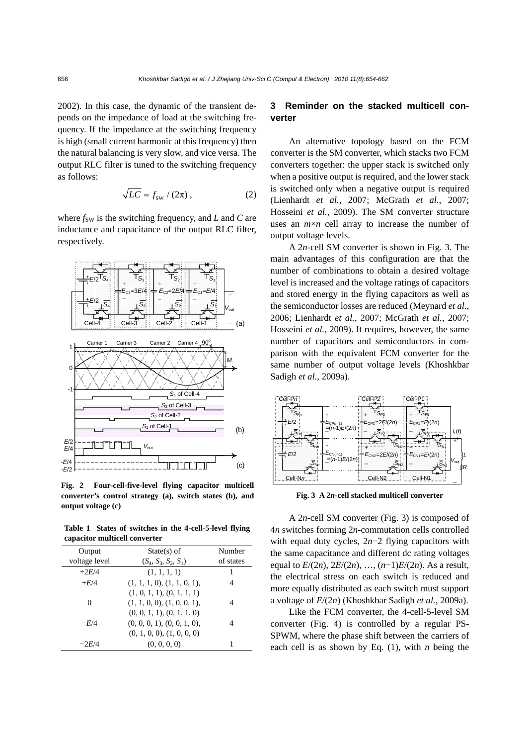2002). In this case, the dynamic of the transient depends on the impedance of load at the switching frequency. If the impedance at the switching frequency is high (small current harmonic at this frequency) then the natural balancing is very slow, and vice versa. The output RLC filter is tuned to the switching frequency as follows:

$$\sqrt{LC} = f_{\mathrm{SW}} / (2\pi)\,, \tag{2}$$

where $f_{\mathrm{SW}}$ is the switching frequency, and $L$ and $C$ are inductance and capacitance of the output RLC filter, respectively.

**Fig. 2 Four-cell-five-level flying capacitor multicell converter's control strategy (a), switch states (b), and output voltage (c)**

**Table 1 States of switches in the 4-cell-5-level flying capacitor multicell converter**

| Output voltage level | State(s) of ($S_4$, $S_3$, $S_2$, $S_1$) | Number of states |
|---|---|---|
| $+2E/4$ | (1, 1, 1, 1) | 1 |
| $+E/4$ | (1, 1, 1, 0), (1, 1, 0, 1), (1, 0, 1, 1), (0, 1, 1, 1) | 4 |
| 0 | (1, 1, 0, 0), (1, 0, 0, 1), (0, 0, 1, 1), (0, 1, 1, 0) | 4 |
| $-E/4$ | (0, 0, 0, 1), (0, 0, 1, 0), (0, 1, 0, 0), (1, 0, 0, 0) | 4 |
| $-2E/4$ | (0, 0, 0, 0) | 1 |

## 3 Reminder on the stacked multicell converter

An alternative topology based on the FCM converter is the SM converter, which stacks two FCM converters together: the upper stack is switched only when a positive output is required, and the lower stack is switched only when a negative output is required (Lienhardt *et al.*, 2007; McGrath *et al.*, 2007; Hosseini *et al.*, 2009). The SM converter structure uses an $m\times n$ cell array to increase the number of output voltage levels.

A 2$n$-cell SM converter is shown in Fig. 3. The main advantages of this configuration are that the number of combinations to obtain a desired voltage level is increased and the voltage ratings of capacitors and stored energy in the flying capacitors as well as the semiconductor losses are reduced (Meynard *et al.*, 2006; Lienhardt *et al.*, 2007; McGrath *et al.*, 2007; Hosseini *et al.*, 2009). It requires, however, the same number of capacitors and semiconductors in comparison with the equivalent FCM converter for the same number of output voltage levels (Khoshkbar Sadigh *et al.*, 2009a).

**Fig. 3 A 2*n*-cell stacked multicell converter**

A 2$n$-cell SM converter (Fig. 3) is composed of 4$n$ switches forming 2$n$-commutation cells controlled with equal duty cycles, $2n-2$ flying capacitors with the same capacitance and different dc rating voltages equal to $E/(2n)$, $2E/(2n)$, …, $(n-1)E/(2n)$. As a result, the electrical stress on each switch is reduced and more equally distributed as each switch must support a voltage of $E/(2n)$ (Khoshkbar Sadigh *et al.*, 2009a).

Like the FCM converter, the 4-cell-5-level SM converter (Fig. 4) is controlled by a regular PS-SPWM, where the phase shift between the carriers of each cell is as shown by Eq. (1), with $n$ being the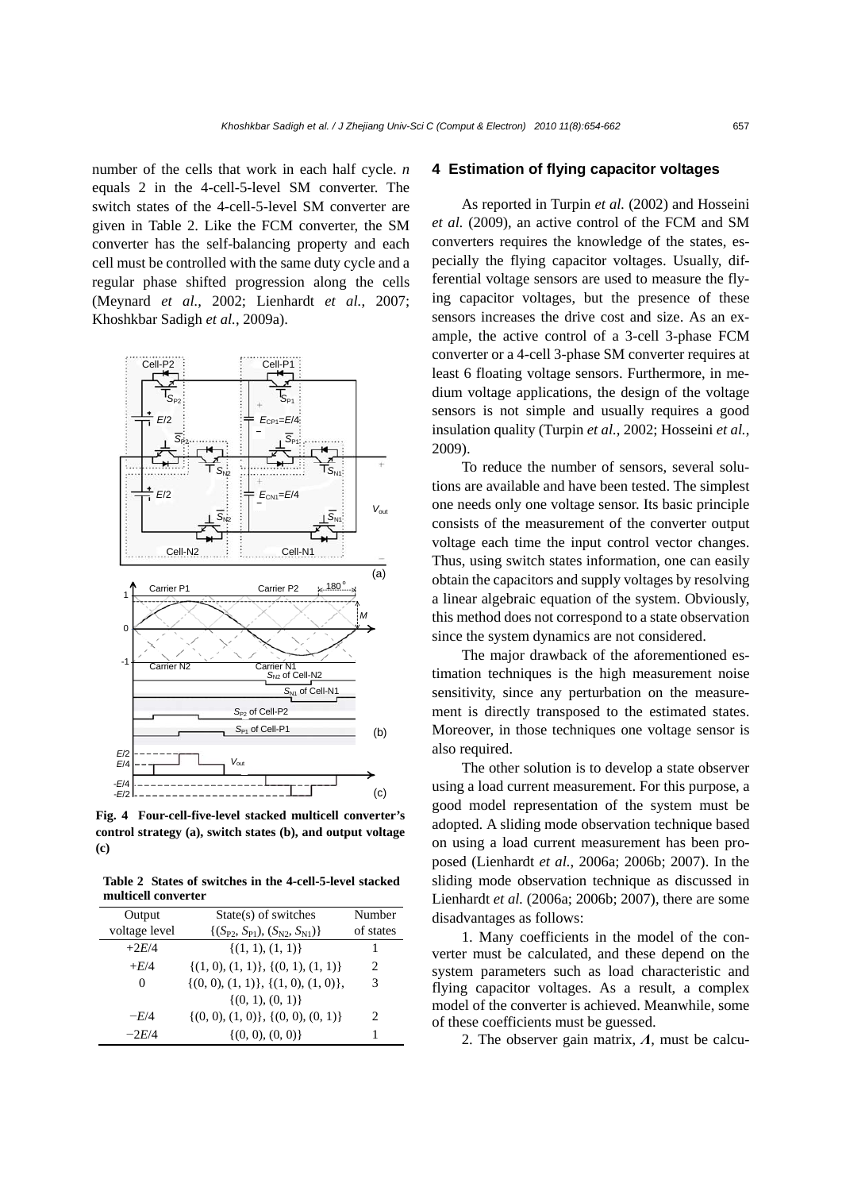number of the cells that work in each half cycle. *n* equals 2 in the 4-cell-5-level SM converter. The switch states of the 4-cell-5-level SM converter are given in Table 2. Like the FCM converter, the SM converter has the self-balancing property and each cell must be controlled with the same duty cycle and a regular phase shifted progression along the cells (Meynard *et al.*, 2002; Lienhardt *et al.*, 2007; Khoshkbar Sadigh *et al.*, 2009a).

**Fig. 4 Four-cell-five-level stacked multicell converter's control strategy (a), switch states (b), and output voltage (c)**

**Table 2 States of switches in the 4-cell-5-level stacked multicell converter**

| Output voltage level | State(s) of switches $\{(S_{P2}, S_{P1}), (S_{N2}, S_{N1})\}$ | Number of states |
|---|---|---|
| $+2E/4$ | $\{(1, 1), (1, 1)\}$ | 1 |
| $+E/4$ | $\{(1, 0), (1, 1)\}, \{(0, 1), (1, 1)\}$ | 2 |
| 0 | $\{(0, 0), (1, 1)\}, \{(1, 0), (1, 0)\}, \{(0, 1), (0, 1)\}$ | 3 |
| $-E/4$ | $\{(0, 0), (1, 0)\}, \{(0, 0), (0, 1)\}$ | 2 |
| $-2E/4$ | $\{(0, 0), (0, 0)\}$ | 1 |

## 4 Estimation of flying capacitor voltages

As reported in Turpin *et al.* (2002) and Hosseini *et al.* (2009), an active control of the FCM and SM converters requires the knowledge of the states, especially the flying capacitor voltages. Usually, differential voltage sensors are used to measure the flying capacitor voltages, but the presence of these sensors increases the drive cost and size. As an example, the active control of a 3-cell 3-phase FCM converter or a 4-cell 3-phase SM converter requires at least 6 floating voltage sensors. Furthermore, in medium voltage applications, the design of the voltage sensors is not simple and usually requires a good insulation quality (Turpin *et al.*, 2002; Hosseini *et al.*, 2009).

To reduce the number of sensors, several solutions are available and have been tested. The simplest one needs only one voltage sensor. Its basic principle consists of the measurement of the converter output voltage each time the input control vector changes. Thus, using switch states information, one can easily obtain the capacitors and supply voltages by resolving a linear algebraic equation of the system. Obviously, this method does not correspond to a state observation since the system dynamics are not considered.

The major drawback of the aforementioned estimation techniques is the high measurement noise sensitivity, since any perturbation on the measurement is directly transposed to the estimated states. Moreover, in those techniques one voltage sensor is also required.

The other solution is to develop a state observer using a load current measurement. For this purpose, a good model representation of the system must be adopted. A sliding mode observation technique based on using a load current measurement has been proposed (Lienhardt *et al.*, 2006a; 2006b; 2007). In the sliding mode observation technique as discussed in Lienhardt *et al.* (2006a; 2006b; 2007), there are some disadvantages as follows:

1. Many coefficients in the model of the converter must be calculated, and these depend on the system parameters such as load characteristic and flying capacitor voltages. As a result, a complex model of the converter is achieved. Meanwhile, some of these coefficients must be guessed.

2. The observer gain matrix, $\boldsymbol{\Lambda}$, must be calcu-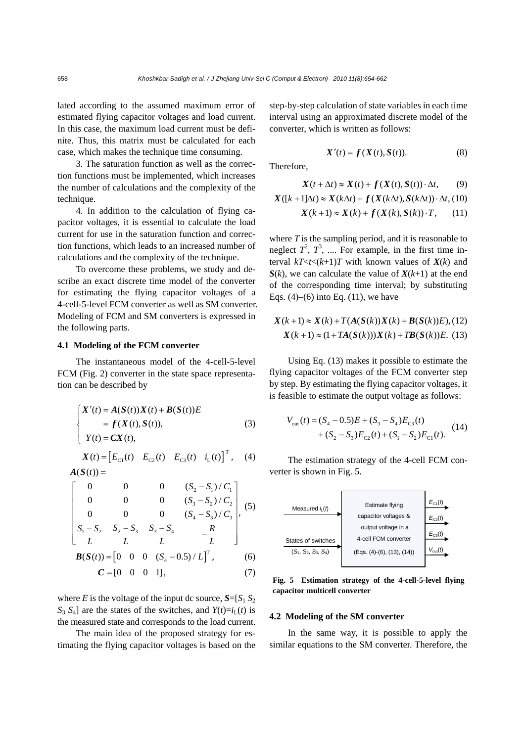lated according to the assumed maximum error of estimated flying capacitor voltages and load current. In this case, the maximum load current must be definite. Thus, this matrix must be calculated for each case, which makes the technique time consuming.

3. The saturation function as well as the correction functions must be implemented, which increases the number of calculations and the complexity of the technique.

4. In addition to the calculation of flying capacitor voltages, it is essential to calculate the load current for use in the saturation function and correction functions, which leads to an increased number of calculations and the complexity of the technique.

To overcome these problems, we study and describe an exact discrete time model of the converter for estimating the flying capacitor voltages of a 4-cell-5-level FCM converter as well as SM converter. Modeling of FCM and SM converters is expressed in the following parts.

### 4.1 Modeling of the FCM converter

The instantaneous model of the 4-cell-5-level FCM (Fig. 2) converter in the state space representation can be described by

$$\begin{cases} \boldsymbol{X}'(t) = \boldsymbol{A}(\boldsymbol{S}(t))\boldsymbol{X}(t) + \boldsymbol{B}(\boldsymbol{S}(t))E \\ \qquad\;\; = \boldsymbol{f}(\boldsymbol{X}(t), \boldsymbol{S}(t)), \\ Y(t) = \boldsymbol{C}\boldsymbol{X}(t), \end{cases} \tag{3}$$

$$\boldsymbol{X}(t) = \begin{bmatrix} E_{\mathrm{C1}}(t) & E_{\mathrm{C2}}(t) & E_{\mathrm{C3}}(t) & i_{\mathrm{L}}(t) \end{bmatrix}^{\mathrm{T}}, \tag{4}$$

$$\boldsymbol{A}(\boldsymbol{S}(t)) = \begin{bmatrix} 0 & 0 & 0 & (S_2 - S_1)/C_1 \\ 0 & 0 & 0 & (S_3 - S_2)/C_2 \\ 0 & 0 & 0 & (S_4 - S_3)/C_3 \\ \dfrac{S_1 - S_2}{L} & \dfrac{S_2 - S_3}{L} & \dfrac{S_3 - S_4}{L} & -\dfrac{R}{L} \end{bmatrix}, \tag{5}$$

$$\boldsymbol{B}(\boldsymbol{S}(t)) = \begin{bmatrix} 0 & 0 & 0 & (S_4 - 0.5)/L \end{bmatrix}^{\mathrm{T}}, \tag{6}$$

$$\boldsymbol{C} = [0 \quad 0 \quad 0 \quad 1], \tag{7}$$

where $E$ is the voltage of the input dc source, $\boldsymbol{S}=[S_1\ S_2\ S_3\ S_4]$ are the states of the switches, and $Y(t)=i_{\mathrm{L}}(t)$ is the measured state and corresponds to the load current.

The main idea of the proposed strategy for estimating the flying capacitor voltages is based on the step-by-step calculation of state variables in each time interval using an approximated discrete model of the converter, which is written as follows:

$$\boldsymbol{X}'(t) = \boldsymbol{f}(\boldsymbol{X}(t), \boldsymbol{S}(t)). \tag{8}$$

Therefore,

$$\boldsymbol{X}(t + \Delta t) \approx \boldsymbol{X}(t) + \boldsymbol{f}(\boldsymbol{X}(t), \boldsymbol{S}(t)) \cdot \Delta t, \tag{9}$$

$$\boldsymbol{X}([k+1]\Delta t) \approx \boldsymbol{X}(k\Delta t) + \boldsymbol{f}(\boldsymbol{X}(k\Delta t), \boldsymbol{S}(k\Delta t)) \cdot \Delta t, \tag{10}$$

$$\boldsymbol{X}(k+1) \approx \boldsymbol{X}(k) + \boldsymbol{f}(\boldsymbol{X}(k), \boldsymbol{S}(k)) \cdot T, \tag{11}$$

where $T$ is the sampling period, and it is reasonable to neglect $T^2$, $T^3$, .... For example, in the first time interval $kT<t<(k+1)T$ with known values of $\boldsymbol{X}(k)$ and $\boldsymbol{S}(k)$, we can calculate the value of $\boldsymbol{X}(k+1)$ at the end of the corresponding time interval; by substituting Eqs. (4)–(6) into Eq. (11), we have

$$\boldsymbol{X}(k+1) \approx \boldsymbol{X}(k) + T(\boldsymbol{A}(\boldsymbol{S}(k))\boldsymbol{X}(k) + \boldsymbol{B}(\boldsymbol{S}(k))E), \tag{12}$$

$$\boldsymbol{X}(k+1) \approx (1 + T\boldsymbol{A}(\boldsymbol{S}(k)))\boldsymbol{X}(k) + T\boldsymbol{B}(\boldsymbol{S}(k))E. \tag{13}$$

Using Eq. (13) makes it possible to estimate the flying capacitor voltages of the FCM converter step by step. By estimating the flying capacitor voltages, it is feasible to estimate the output voltage as follows:

$$\begin{aligned} V_{\mathrm{out}}(t) = (S_4 - 0.5)E + (S_3 - S_4)E_{\mathrm{C3}}(t) \\ + (S_2 - S_3)E_{\mathrm{C2}}(t) + (S_1 - S_2)E_{\mathrm{C1}}(t). \end{aligned} \tag{14}$$

The estimation strategy of the 4-cell FCM converter is shown in Fig. 5.

Measured $i_{\mathrm{L}}(t)$ → | Estimate flying capacitor voltages & output voltage in a 4-cell FCM converter (Eqs. (4)-(6), (13), (14)) | → $E_{\mathrm{C1}}(t)$, $E_{\mathrm{C2}}(t)$, $E_{\mathrm{C3}}(t)$, $V_{\mathrm{out}}(t)$

States of switches ($S_1$, $S_2$, $S_3$, $S_4$) →

**Fig. 5 Estimation strategy of the 4-cell-5-level flying capacitor multicell converter**

### 4.2 Modeling of the SM converter

In the same way, it is possible to apply the similar equations to the SM converter. Therefore, the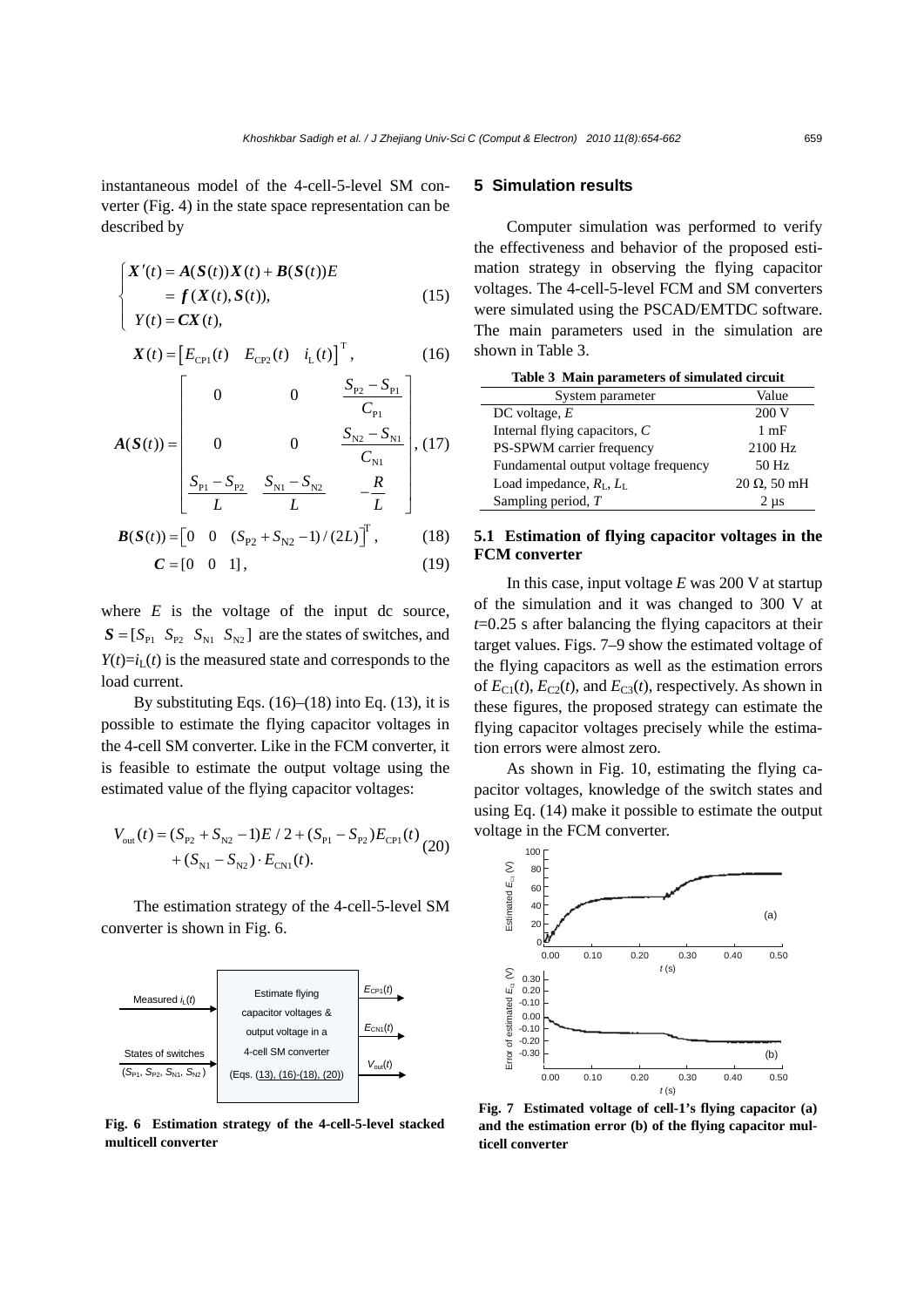instantaneous model of the 4-cell-5-level SM converter (Fig. 4) in the state space representation can be described by

$$\begin{cases} \boldsymbol{X}'(t) = \boldsymbol{A}(\boldsymbol{S}(t))\boldsymbol{X}(t) + \boldsymbol{B}(\boldsymbol{S}(t))E \\ \quad\quad = \boldsymbol{f}(\boldsymbol{X}(t), \boldsymbol{S}(t)), \\ Y(t) = \boldsymbol{C}\boldsymbol{X}(t), \end{cases} \tag{15}$$

$$\boldsymbol{X}(t) = \begin{bmatrix} E_{\text{CP1}}(t) & E_{\text{CP2}}(t) & i_{\text{L}}(t) \end{bmatrix}^{\text{T}}, \tag{16}$$

$$\boldsymbol{A}(\boldsymbol{S}(t)) = \begin{bmatrix} 0 & 0 & \dfrac{S_{\text{P2}} - S_{\text{P1}}}{C_{\text{P1}}} \\ 0 & 0 & \dfrac{S_{\text{N2}} - S_{\text{N1}}}{C_{\text{N1}}} \\ \dfrac{S_{\text{P1}} - S_{\text{P2}}}{L} & \dfrac{S_{\text{N1}} - S_{\text{N2}}}{L} & -\dfrac{R}{L} \end{bmatrix}, \tag{17}$$

$$\boldsymbol{B}(\boldsymbol{S}(t)) = \begin{bmatrix} 0 & 0 & (S_{\text{P2}} + S_{\text{N2}} - 1)/(2L) \end{bmatrix}^{\text{T}}, \tag{18}$$

$$\boldsymbol{C} = [0 \quad 0 \quad 1], \tag{19}$$

where $E$ is the voltage of the input dc source, $\boldsymbol{S} = [S_{\text{P1}} \;\; S_{\text{P2}} \;\; S_{\text{N1}} \;\; S_{\text{N2}}]$ are the states of switches, and $Y(t)=i_{\text{L}}(t)$ is the measured state and corresponds to the load current.

By substituting Eqs. (16)–(18) into Eq. (13), it is possible to estimate the flying capacitor voltages in the 4-cell SM converter. Like in the FCM converter, it is feasible to estimate the output voltage using the estimated value of the flying capacitor voltages:

$$V_{\text{out}}(t) = (S_{\text{P2}} + S_{\text{N2}} - 1)E/2 + (S_{\text{P1}} - S_{\text{P2}})E_{\text{CP1}}(t) + (S_{\text{N1}} - S_{\text{N2}}) \cdot E_{\text{CN1}}(t). \tag{20}$$

The estimation strategy of the 4-cell-5-level SM converter is shown in Fig. 6.

Measured $i_{\text{L}}(t)$ | States of switches ($S_{\text{P1}}$, $S_{\text{P2}}$, $S_{\text{N1}}$, $S_{\text{N2}}$) → Estimate flying capacitor voltages & output voltage in a 4-cell SM converter (Eqs. (13), (16)-(18), (20)) → $E_{\text{CP1}}(t)$, $E_{\text{CN1}}(t)$, $V_{\text{out}}(t)$

**Fig. 6 Estimation strategy of the 4-cell-5-level stacked multicell converter**

## 5 Simulation results

Computer simulation was performed to verify the effectiveness and behavior of the proposed estimation strategy in observing the flying capacitor voltages. The 4-cell-5-level FCM and SM converters were simulated using the PSCAD/EMTDC software. The main parameters used in the simulation are shown in Table 3.

**Table 3 Main parameters of simulated circuit**

| System parameter | Value |
|---|---|
| DC voltage, $E$ | 200 V |
| Internal flying capacitors, $C$ | 1 mF |
| PS-SPWM carrier frequency | 2100 Hz |
| Fundamental output voltage frequency | 50 Hz |
| Load impedance, $R_{\text{L}}$, $L_{\text{L}}$ | 20 Ω, 50 mH |
| Sampling period, $T$ | 2 μs |

### 5.1 Estimation of flying capacitor voltages in the FCM converter

In this case, input voltage $E$ was 200 V at startup of the simulation and it was changed to 300 V at $t$=0.25 s after balancing the flying capacitors at their target values. Figs. 7–9 show the estimated voltage of the flying capacitors as well as the estimation errors of $E_{\text{C1}}(t)$, $E_{\text{C2}}(t)$, and $E_{\text{C3}}(t)$, respectively. As shown in these figures, the proposed strategy can estimate the flying capacitor voltages precisely while the estimation errors were almost zero.

As shown in Fig. 10, estimating the flying capacitor voltages, knowledge of the switch states and using Eq. (14) make it possible to estimate the output voltage in the FCM converter.

**Fig. 7 Estimated voltage of cell-1's flying capacitor (a) and the estimation error (b) of the flying capacitor multicell converter**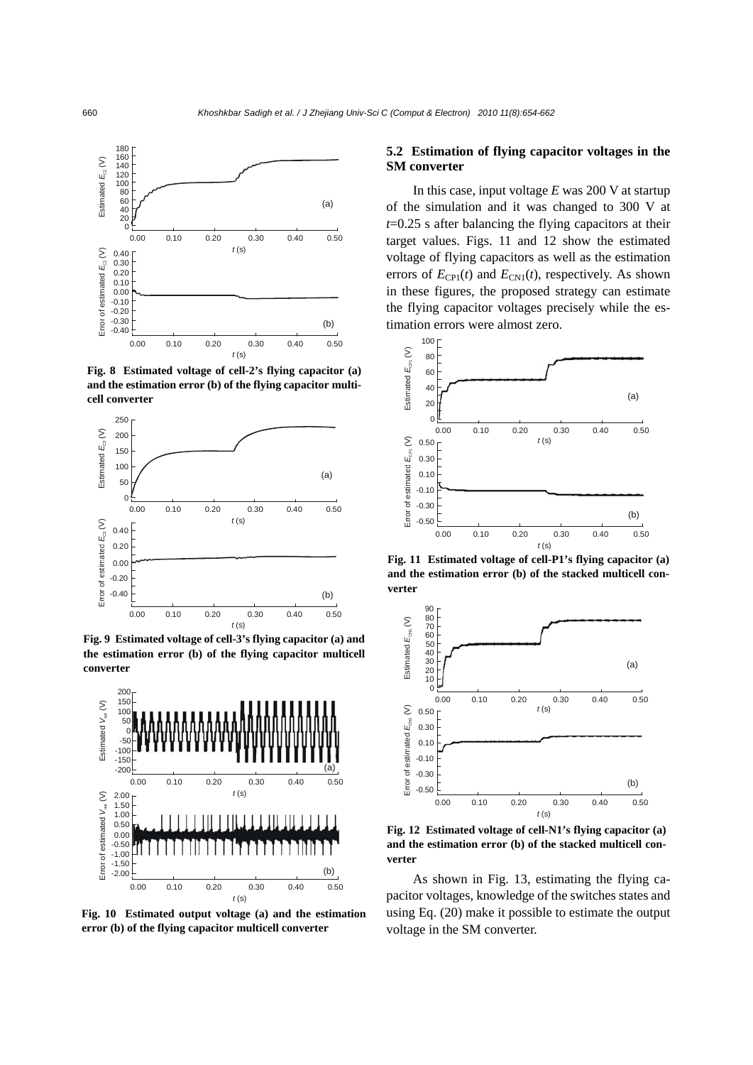Fig. 8 Estimated voltage of cell-2's flying capacitor (a) and the estimation error (b) of the flying capacitor multicell converter

Fig. 9 Estimated voltage of cell-3's flying capacitor (a) and the estimation error (b) of the flying capacitor multicell converter

Fig. 10 Estimated output voltage (a) and the estimation error (b) of the flying capacitor multicell converter

### 5.2 Estimation of flying capacitor voltages in the SM converter

In this case, input voltage $E$ was 200 V at startup of the simulation and it was changed to 300 V at $t$=0.25 s after balancing the flying capacitors at their target values. Figs. 11 and 12 show the estimated voltage of flying capacitors as well as the estimation errors of $E_{\mathrm{CP1}}(t)$ and $E_{\mathrm{CN1}}(t)$, respectively. As shown in these figures, the proposed strategy can estimate the flying capacitor voltages precisely while the estimation errors were almost zero.

Fig. 11 Estimated voltage of cell-P1's flying capacitor (a) and the estimation error (b) of the stacked multicell converter

Fig. 12 Estimated voltage of cell-N1's flying capacitor (a) and the estimation error (b) of the stacked multicell converter

As shown in Fig. 13, estimating the flying capacitor voltages, knowledge of the switches states and using Eq. (20) make it possible to estimate the output voltage in the SM converter.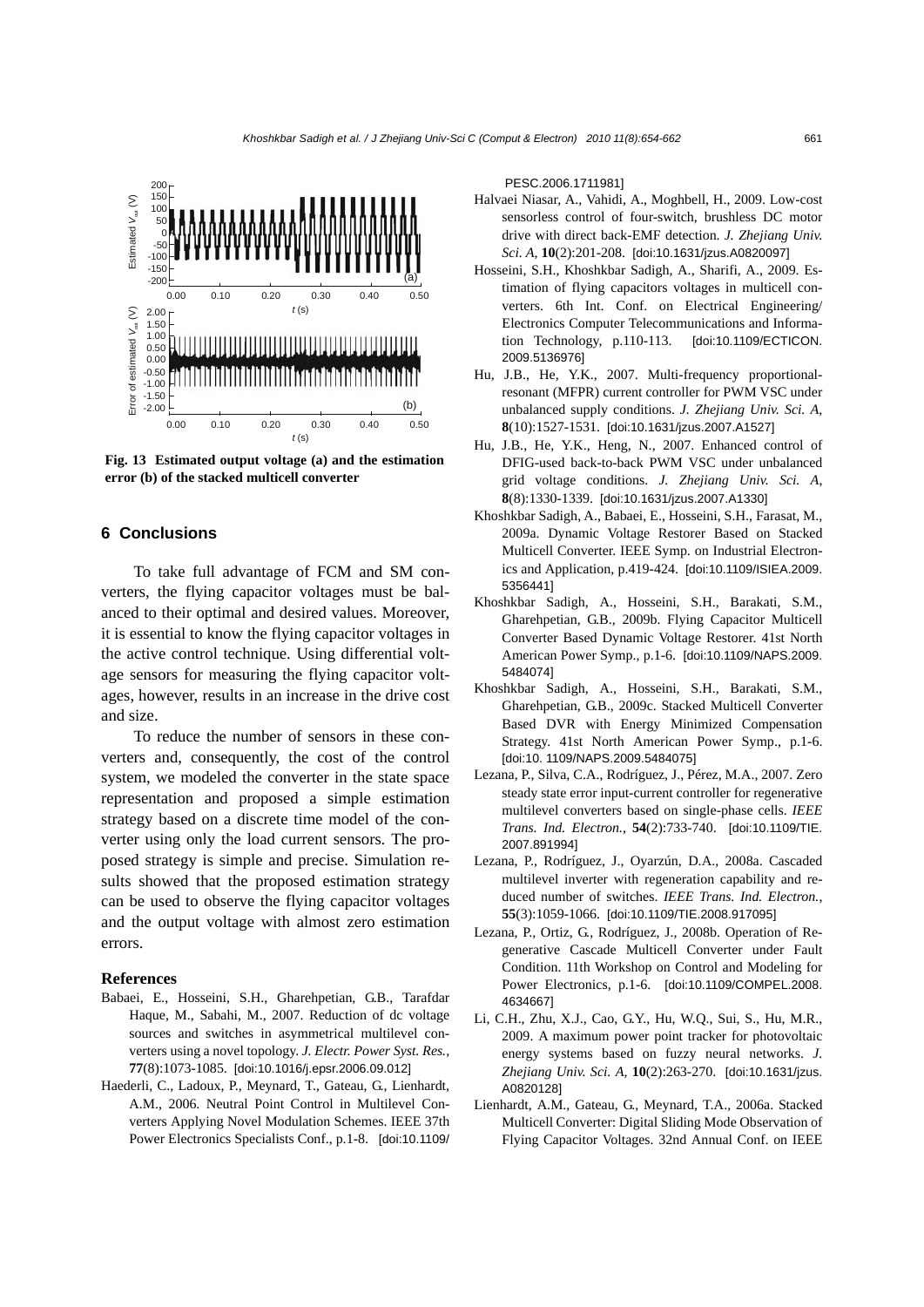Fig. 13 Estimated output voltage (a) and the estimation error (b) of the stacked multicell converter

## 6 Conclusions

To take full advantage of FCM and SM converters, the flying capacitor voltages must be balanced to their optimal and desired values. Moreover, it is essential to know the flying capacitor voltages in the active control technique. Using differential voltage sensors for measuring the flying capacitor voltages, however, results in an increase in the drive cost and size.

To reduce the number of sensors in these converters and, consequently, the cost of the control system, we modeled the converter in the state space representation and proposed a simple estimation strategy based on a discrete time model of the converter using only the load current sensors. The proposed strategy is simple and precise. Simulation results showed that the proposed estimation strategy can be used to observe the flying capacitor voltages and the output voltage with almost zero estimation errors.

## References

Babaei, E., Hosseini, S.H., Gharehpetian, G.B., Tarafdar Haque, M., Sabahi, M., 2007. Reduction of dc voltage sources and switches in asymmetrical multilevel converters using a novel topology. *J. Electr. Power Syst. Res.*, **77**(8):1073-1085. [doi:10.1016/j.epsr.2006.09.012]

Haederli, C., Ladoux, P., Meynard, T., Gateau, G., Lienhardt, A.M., 2006. Neutral Point Control in Multilevel Converters Applying Novel Modulation Schemes. IEEE 37th Power Electronics Specialists Conf., p.1-8. [doi:10.1109/PESC.2006.1711981]

Halvaei Niasar, A., Vahidi, A., Moghbell, H., 2009. Low-cost sensorless control of four-switch, brushless DC motor drive with direct back-EMF detection. *J. Zhejiang Univ. Sci. A*, **10**(2):201-208. [doi:10.1631/jzus.A0820097]

Hosseini, S.H., Khoshkbar Sadigh, A., Sharifi, A., 2009. Estimation of flying capacitors voltages in multicell converters. 6th Int. Conf. on Electrical Engineering/ Electronics Computer Telecommunications and Information Technology, p.110-113. [doi:10.1109/ECTICON.2009.5136976]

Hu, J.B., He, Y.K., 2007. Multi-frequency proportional-resonant (MFPR) current controller for PWM VSC under unbalanced supply conditions. *J. Zhejiang Univ. Sci. A*, **8**(10):1527-1531. [doi:10.1631/jzus.2007.A1527]

Hu, J.B., He, Y.K., Heng, N., 2007. Enhanced control of DFIG-used back-to-back PWM VSC under unbalanced grid voltage conditions. *J. Zhejiang Univ. Sci. A*, **8**(8):1330-1339. [doi:10.1631/jzus.2007.A1330]

Khoshkbar Sadigh, A., Babaei, E., Hosseini, S.H., Farasat, M., 2009a. Dynamic Voltage Restorer Based on Stacked Multicell Converter. IEEE Symp. on Industrial Electronics and Application, p.419-424. [doi:10.1109/ISIEA.2009.5356441]

Khoshkbar Sadigh, A., Hosseini, S.H., Barakati, S.M., Gharehpetian, G.B., 2009b. Flying Capacitor Multicell Converter Based Dynamic Voltage Restorer. 41st North American Power Symp., p.1-6. [doi:10.1109/NAPS.2009.5484074]

Khoshkbar Sadigh, A., Hosseini, S.H., Barakati, S.M., Gharehpetian, G.B., 2009c. Stacked Multicell Converter Based DVR with Energy Minimized Compensation Strategy. 41st North American Power Symp., p.1-6. [doi:10.1109/NAPS.2009.5484075]

Lezana, P., Silva, C.A., Rodríguez, J., Pérez, M.A., 2007. Zero steady state error input-current controller for regenerative multilevel converters based on single-phase cells. *IEEE Trans. Ind. Electron.*, **54**(2):733-740. [doi:10.1109/TIE.2007.891994]

Lezana, P., Rodríguez, J., Oyarzún, D.A., 2008a. Cascaded multilevel inverter with regeneration capability and reduced number of switches. *IEEE Trans. Ind. Electron.*, **55**(3):1059-1066. [doi:10.1109/TIE.2008.917095]

Lezana, P., Ortiz, G., Rodríguez, J., 2008b. Operation of Regenerative Cascade Multicell Converter under Fault Condition. 11th Workshop on Control and Modeling for Power Electronics, p.1-6. [doi:10.1109/COMPEL.2008.4634667]

Li, C.H., Zhu, X.J., Cao, G.Y., Hu, W.Q., Sui, S., Hu, M.R., 2009. A maximum power point tracker for photovoltaic energy systems based on fuzzy neural networks. *J. Zhejiang Univ. Sci. A*, **10**(2):263-270. [doi:10.1631/jzus.A0820128]

Lienhardt, A.M., Gateau, G., Meynard, T.A., 2006a. Stacked Multicell Converter: Digital Sliding Mode Observation of Flying Capacitor Voltages. 32nd Annual Conf. on IEEE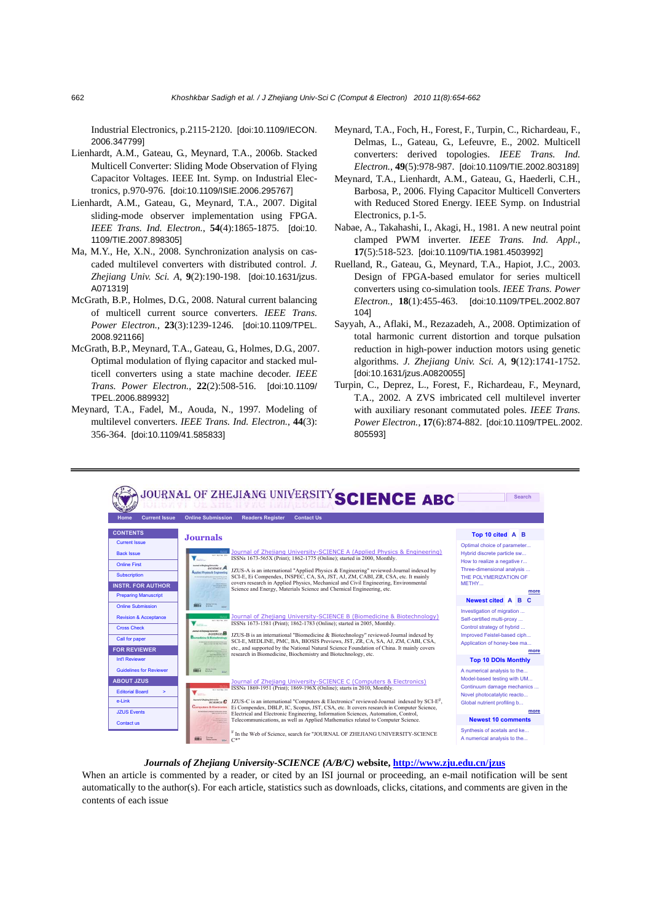Industrial Electronics, p.2115-2120. [doi:10.1109/IECON.2006.347799]

Lienhardt, A.M., Gateau, G., Meynard, T.A., 2006b. Stacked Multicell Converter: Sliding Mode Observation of Flying Capacitor Voltages. IEEE Int. Symp. on Industrial Electronics, p.970-976. [doi:10.1109/ISIE.2006.295767]

Lienhardt, A.M., Gateau, G., Meynard, T.A., 2007. Digital sliding-mode observer implementation using FPGA. *IEEE Trans. Ind. Electron.*, **54**(4):1865-1875. [doi:10.1109/TIE.2007.898305]

Ma, M.Y., He, X.N., 2008. Synchronization analysis on cascaded multilevel converters with distributed control. *J. Zhejiang Univ. Sci. A*, **9**(2):190-198. [doi:10.1631/jzus.A071319]

McGrath, B.P., Holmes, D.G., 2008. Natural current balancing of multicell current source converters. *IEEE Trans. Power Electron.*, **23**(3):1239-1246. [doi:10.1109/TPEL.2008.921166]

McGrath, B.P., Meynard, T.A., Gateau, G., Holmes, D.G., 2007. Optimal modulation of flying capacitor and stacked multicell converters using a state machine decoder. *IEEE Trans. Power Electron.*, **22**(2):508-516. [doi:10.1109/TPEL.2006.889932]

Meynard, T.A., Fadel, M., Aouda, N., 1997. Modeling of multilevel converters. *IEEE Trans. Ind. Electron.*, **44**(3):356-364. [doi:10.1109/41.585833]

Meynard, T.A., Foch, H., Forest, F., Turpin, C., Richardeau, F., Delmas, L., Gateau, G., Lefeuvre, E., 2002. Multicell converters: derived topologies. *IEEE Trans. Ind. Electron.*, **49**(5):978-987. [doi:10.1109/TIE.2002.803189]

Meynard, T.A., Lienhardt, A.M., Gateau, G., Haederli, C.H., Barbosa, P., 2006. Flying Capacitor Multicell Converters with Reduced Stored Energy. IEEE Symp. on Industrial Electronics, p.1-5.

Nabae, A., Takahashi, I., Akagi, H., 1981. A new neutral point clamped PWM inverter. *IEEE Trans. Ind. Appl.*, **17**(5):518-523. [doi:10.1109/TIA.1981.4503992]

Ruelland, R., Gateau, G., Meynard, T.A., Hapiot, J.C., 2003. Design of FPGA-based emulator for series multicell converters using co-simulation tools. *IEEE Trans. Power Electron.*, **18**(1):455-463. [doi:10.1109/TPEL.2002.807104]

Sayyah, A., Aflaki, M., Rezazadeh, A., 2008. Optimization of total harmonic current distortion and torque pulsation reduction in high-power induction motors using genetic algorithms. *J. Zhejiang Univ. Sci. A*, **9**(12):1741-1752. [doi:10.1631/jzus.A0820055]

Turpin, C., Deprez, L., Forest, F., Richardeau, F., Meynard, T.A., 2002. A ZVS imbricated cell multilevel inverter with auxiliary resonant commutated poles. *IEEE Trans. Power Electron.*, **17**(6):874-882. [doi:10.1109/TPEL.2002.805593]

---

***Journals of Zhejiang University-SCIENCE (A/B/C)* website, http://www.zju.edu.cn/jzus**

When an article is commented by a reader, or cited by an ISI journal or proceeding, an e-mail notification will be sent automatically to the author(s). For each article, statistics such as downloads, clicks, citations, and comments are given in the contents of each issue